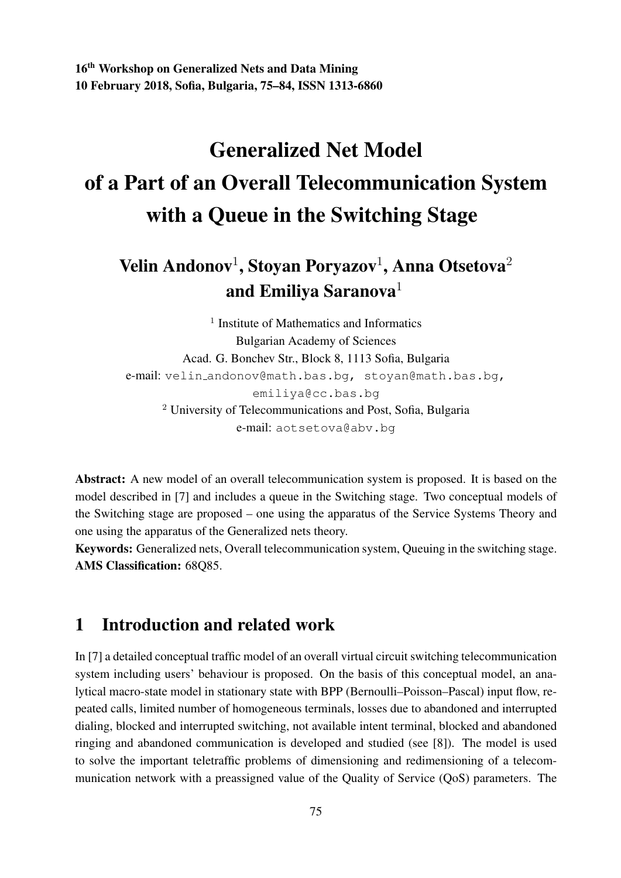16th Workshop on Generalized Nets and Data Mining
10 February 2018, Sofia, Bulgaria, 75–84, ISSN 1313-6860

# Generalized Net Model of a Part of an Overall Telecommunication System with a Queue in the Switching Stage

**Velin Andonov[1], Stoyan Poryazov[1], Anna Otsetova[2] and Emiliya Saranova[1]**

[1] Institute of Mathematics and Informatics
Bulgarian Academy of Sciences
Acad. G. Bonchev Str., Block 8, 1113 Sofia, Bulgaria
e-mail: velin_andonov@math.bas.bg, stoyan@math.bas.bg, emiliya@cc.bas.bg

[2] University of Telecommunications and Post, Sofia, Bulgaria
e-mail: aotsetova@abv.bg

**Abstract:** A new model of an overall telecommunication system is proposed. It is based on the model described in [7] and includes a queue in the Switching stage. Two conceptual models of the Switching stage are proposed – one using the apparatus of the Service Systems Theory and one using the apparatus of the Generalized nets theory.

**Keywords:** Generalized nets, Overall telecommunication system, Queuing in the switching stage.

**AMS Classification:** 68Q85.

## 1 Introduction and related work

In [7] a detailed conceptual traffic model of an overall virtual circuit switching telecommunication system including users' behaviour is proposed. On the basis of this conceptual model, an analytical macro-state model in stationary state with BPP (Bernoulli–Poisson–Pascal) input flow, repeated calls, limited number of homogeneous terminals, losses due to abandoned and interrupted dialing, blocked and interrupted switching, not available intent terminal, blocked and abandoned ringing and abandoned communication is developed and studied (see [8]). The model is used to solve the important teletraffic problems of dimensioning and redimensioning of a telecommunication network with a preassigned value of the Quality of Service (QoS) parameters. The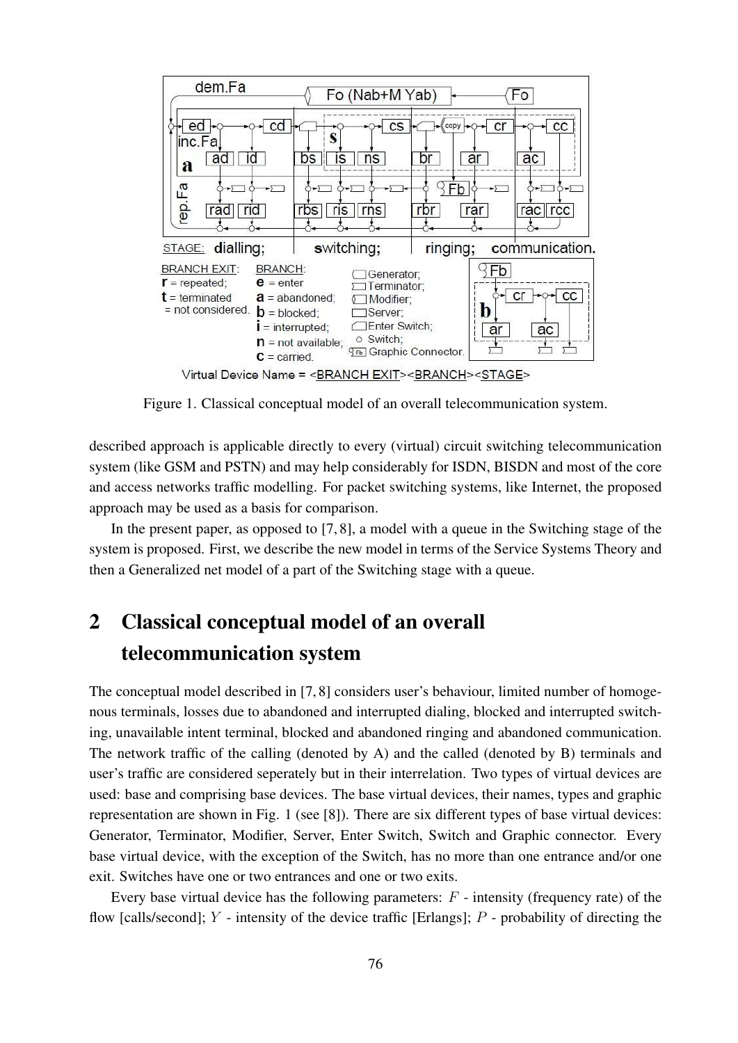Figure 1. Classical conceptual model of an overall telecommunication system.

described approach is applicable directly to every (virtual) circuit switching telecommunication system (like GSM and PSTN) and may help considerably for ISDN, BISDN and most of the core and access networks traffic modelling. For packet switching systems, like Internet, the proposed approach may be used as a basis for comparison.

In the present paper, as opposed to [7, 8], a model with a queue in the Switching stage of the system is proposed. First, we describe the new model in terms of the Service Systems Theory and then a Generalized net model of a part of the Switching stage with a queue.

## 2 Classical conceptual model of an overall telecommunication system

The conceptual model described in [7, 8] considers user's behaviour, limited number of homogenous terminals, losses due to abandoned and interrupted dialing, blocked and interrupted switching, unavailable intent terminal, blocked and abandoned ringing and abandoned communication. The network traffic of the calling (denoted by A) and the called (denoted by B) terminals and user's traffic are considered seperately but in their interrelation. Two types of virtual devices are used: base and comprising base devices. The base virtual devices, their names, types and graphic representation are shown in Fig. 1 (see [8]). There are six different types of base virtual devices: Generator, Terminator, Modifier, Server, Enter Switch, Switch and Graphic connector. Every base virtual device, with the exception of the Switch, has no more than one entrance and/or one exit. Switches have one or two entrances and one or two exits.

Every base virtual device has the following parameters: $F$ - intensity (frequency rate) of the flow [calls/second]; $Y$ - intensity of the device traffic [Erlangs]; $P$ - probability of directing the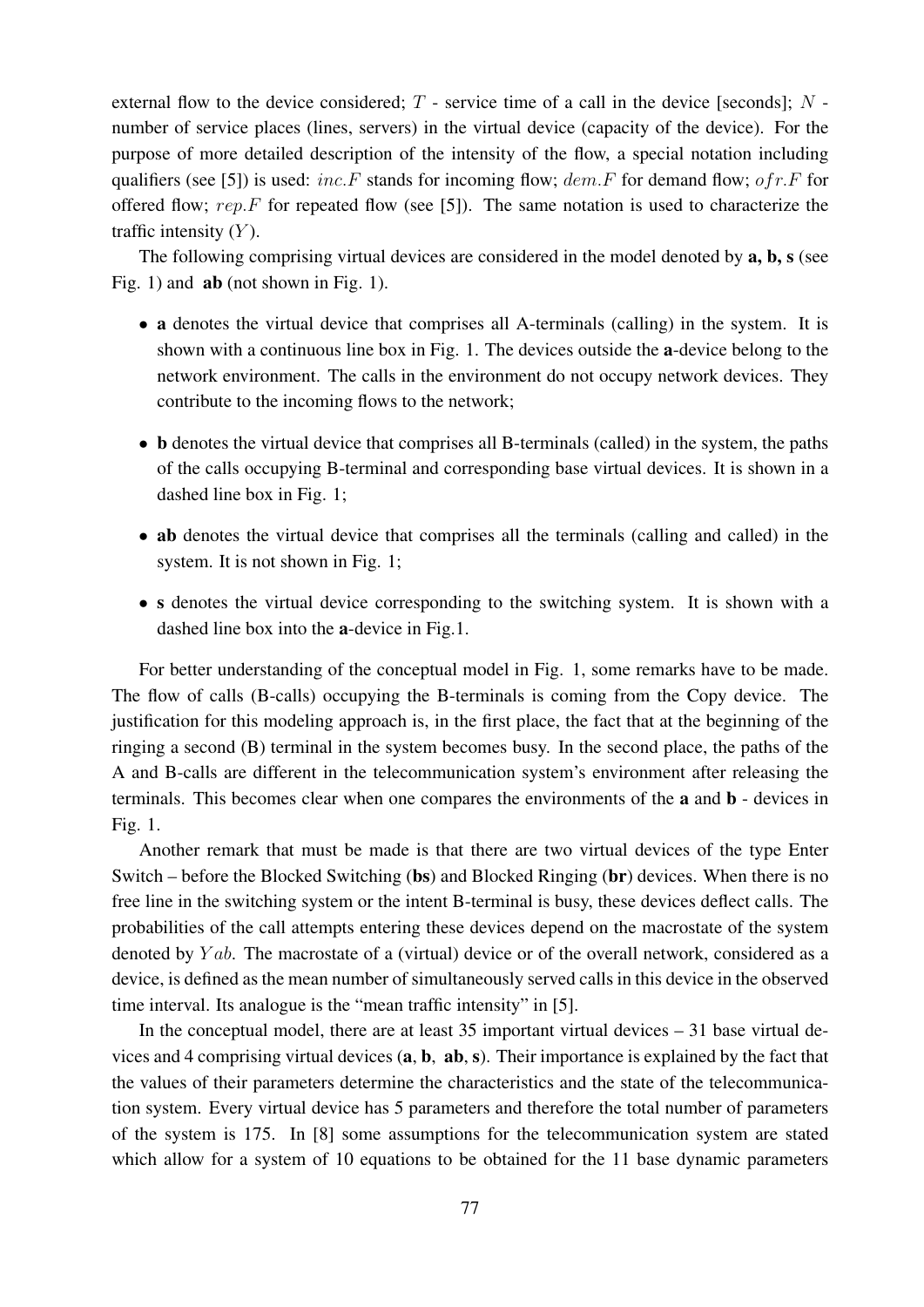external flow to the device considered; $T$ - service time of a call in the device [seconds]; $N$ - number of service places (lines, servers) in the virtual device (capacity of the device). For the purpose of more detailed description of the intensity of the flow, a special notation including qualifiers (see [5]) is used: $inc.F$ stands for incoming flow; $dem.F$ for demand flow; $ofr.F$ for offered flow; $rep.F$ for repeated flow (see [5]). The same notation is used to characterize the traffic intensity ($Y$).

The following comprising virtual devices are considered in the model denoted by **a, b, s** (see Fig. 1) and **ab** (not shown in Fig. 1).

- **a** denotes the virtual device that comprises all A-terminals (calling) in the system. It is shown with a continuous line box in Fig. 1. The devices outside the **a**-device belong to the network environment. The calls in the environment do not occupy network devices. They contribute to the incoming flows to the network;
- **b** denotes the virtual device that comprises all B-terminals (called) in the system, the paths of the calls occupying B-terminal and corresponding base virtual devices. It is shown in a dashed line box in Fig. 1;
- **ab** denotes the virtual device that comprises all the terminals (calling and called) in the system. It is not shown in Fig. 1;
- **s** denotes the virtual device corresponding to the switching system. It is shown with a dashed line box into the **a**-device in Fig.1.

For better understanding of the conceptual model in Fig. 1, some remarks have to be made. The flow of calls (B-calls) occupying the B-terminals is coming from the Copy device. The justification for this modeling approach is, in the first place, the fact that at the beginning of the ringing a second (B) terminal in the system becomes busy. In the second place, the paths of the A and B-calls are different in the telecommunication system's environment after releasing the terminals. This becomes clear when one compares the environments of the **a** and **b** - devices in Fig. 1.

Another remark that must be made is that there are two virtual devices of the type Enter Switch – before the Blocked Switching (**bs**) and Blocked Ringing (**br**) devices. When there is no free line in the switching system or the intent B-terminal is busy, these devices deflect calls. The probabilities of the call attempts entering these devices depend on the macrostate of the system denoted by $Yab$. The macrostate of a (virtual) device or of the overall network, considered as a device, is defined as the mean number of simultaneously served calls in this device in the observed time interval. Its analogue is the "mean traffic intensity" in [5].

In the conceptual model, there are at least 35 important virtual devices – 31 base virtual devices and 4 comprising virtual devices (**a**, **b**, **ab**, **s**). Their importance is explained by the fact that the values of their parameters determine the characteristics and the state of the telecommunication system. Every virtual device has 5 parameters and therefore the total number of parameters of the system is 175. In [8] some assumptions for the telecommunication system are stated which allow for a system of 10 equations to be obtained for the 11 base dynamic parameters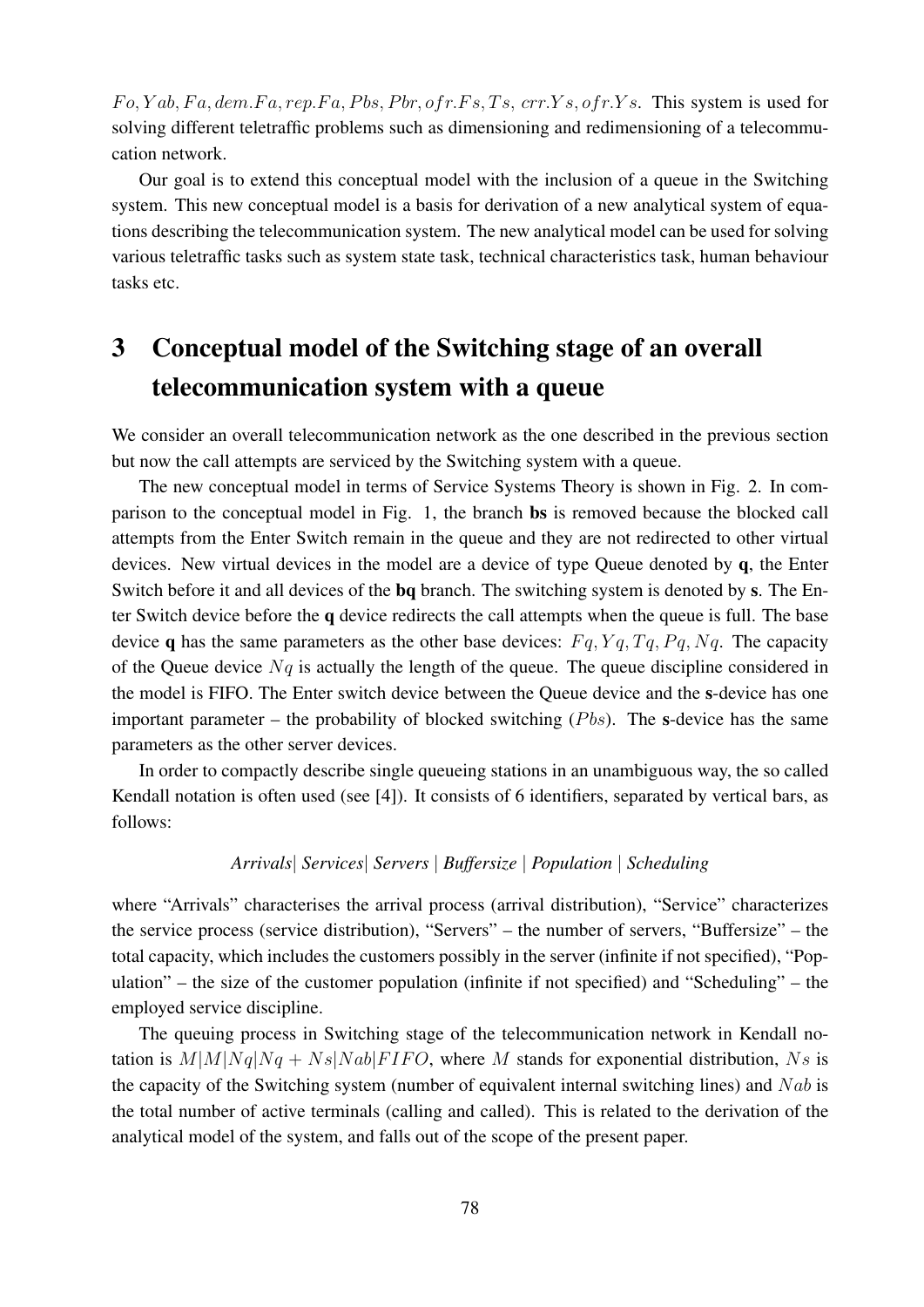$Fo, Yab, Fa, dem.Fa, rep.Fa, Pbs, Pbr, ofr.Fs, Ts,$ $crr.Ys, ofr.Ys$. This system is used for solving different teletraffic problems such as dimensioning and redimensioning of a telecommunication network.

Our goal is to extend this conceptual model with the inclusion of a queue in the Switching system. This new conceptual model is a basis for derivation of a new analytical system of equations describing the telecommunication system. The new analytical model can be used for solving various teletraffic tasks such as system state task, technical characteristics task, human behaviour tasks etc.

# 3 Conceptual model of the Switching stage of an overall telecommunication system with a queue

We consider an overall telecommunication network as the one described in the previous section but now the call attempts are serviced by the Switching system with a queue.

The new conceptual model in terms of Service Systems Theory is shown in Fig. 2. In comparison to the conceptual model in Fig. 1, the branch **bs** is removed because the blocked call attempts from the Enter Switch remain in the queue and they are not redirected to other virtual devices. New virtual devices in the model are a device of type Queue denoted by **q**, the Enter Switch before it and all devices of the **bq** branch. The switching system is denoted by **s**. The Enter Switch device before the **q** device redirects the call attempts when the queue is full. The base device **q** has the same parameters as the other base devices: $Fq, Yq, Tq, Pq, Nq$. The capacity of the Queue device $Nq$ is actually the length of the queue. The queue discipline considered in the model is FIFO. The Enter switch device between the Queue device and the **s**-device has one important parameter – the probability of blocked switching ($Pbs$). The **s**-device has the same parameters as the other server devices.

In order to compactly describe single queueing stations in an unambiguous way, the so called Kendall notation is often used (see [4]). It consists of 6 identifiers, separated by vertical bars, as follows:

*Arrivals| Services| Servers | Buffersize | Population | Scheduling*

where "Arrivals" characterises the arrival process (arrival distribution), "Service" characterizes the service process (service distribution), "Servers" – the number of servers, "Buffersize" – the total capacity, which includes the customers possibly in the server (infinite if not specified), "Population" – the size of the customer population (infinite if not specified) and "Scheduling" – the employed service discipline.

The queuing process in Switching stage of the telecommunication network in Kendall notation is $M|M|Nq|Nq + Ns|Nab|FIFO$, where $M$ stands for exponential distribution, $Ns$ is the capacity of the Switching system (number of equivalent internal switching lines) and $Nab$ is the total number of active terminals (calling and called). This is related to the derivation of the analytical model of the system, and falls out of the scope of the present paper.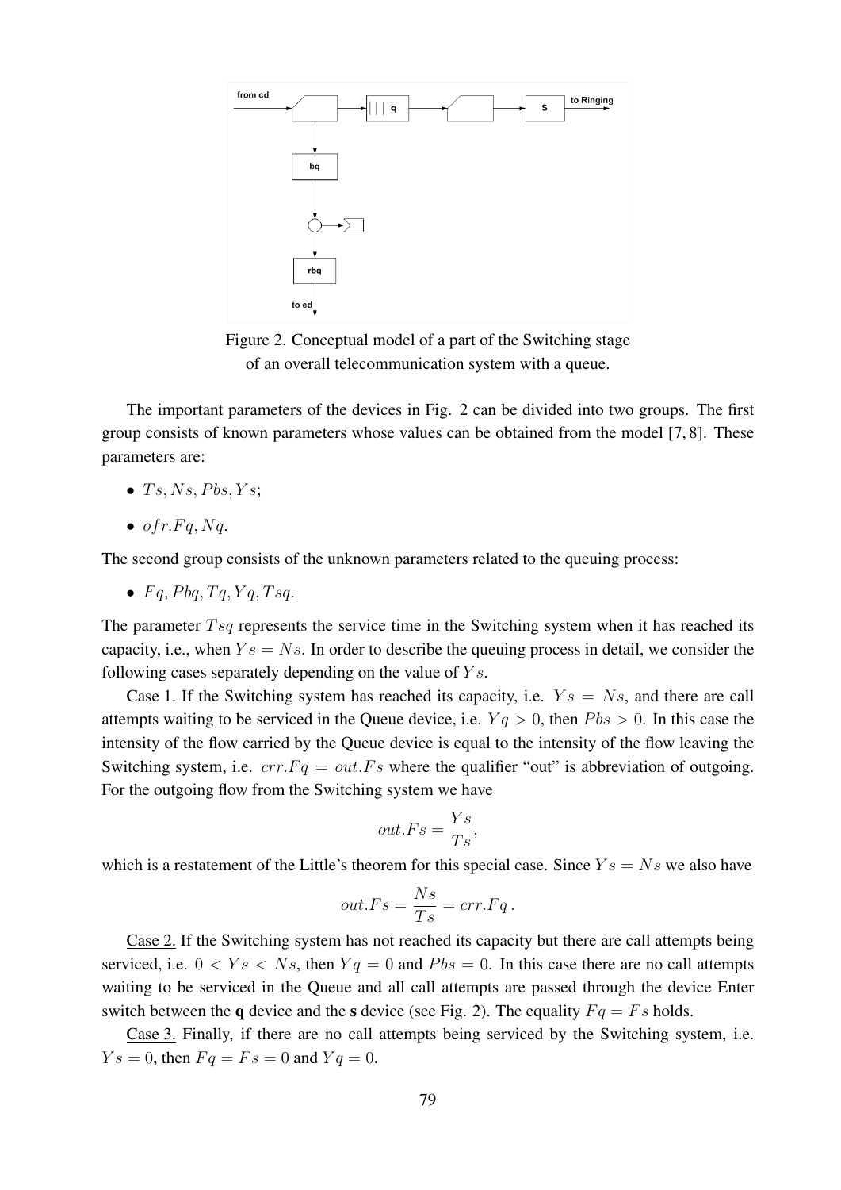Figure 2. Conceptual model of a part of the Switching stage of an overall telecommunication system with a queue.

The important parameters of the devices in Fig. 2 can be divided into two groups. The first group consists of known parameters whose values can be obtained from the model [7, 8]. These parameters are:

- $Ts, Ns, Pbs, Ys$;
- $ofr.Fq, Nq$.

The second group consists of the unknown parameters related to the queuing process:

- $Fq, Pbq, Tq, Yq, Tsq$.

The parameter $Tsq$ represents the service time in the Switching system when it has reached its capacity, i.e., when $Ys = Ns$. In order to describe the queuing process in detail, we consider the following cases separately depending on the value of $Ys$.

Case 1. If the Switching system has reached its capacity, i.e. $Ys = Ns$, and there are call attempts waiting to be serviced in the Queue device, i.e. $Yq > 0$, then $Pbs > 0$. In this case the intensity of the flow carried by the Queue device is equal to the intensity of the flow leaving the Switching system, i.e. $crr.Fq = out.Fs$ where the qualifier "out" is abbreviation of outgoing. For the outgoing flow from the Switching system we have

$$out.Fs = \frac{Ys}{Ts},$$

which is a restatement of the Little's theorem for this special case. Since $Ys = Ns$ we also have

$$out.Fs = \frac{Ns}{Ts} = crr.Fq\,.$$

Case 2. If the Switching system has not reached its capacity but there are call attempts being serviced, i.e. $0 < Ys < Ns$, then $Yq = 0$ and $Pbs = 0$. In this case there are no call attempts waiting to be serviced in the Queue and all call attempts are passed through the device Enter switch between the **q** device and the **s** device (see Fig. 2). The equality $Fq = Fs$ holds.

Case 3. Finally, if there are no call attempts being serviced by the Switching system, i.e. $Ys = 0$, then $Fq = Fs = 0$ and $Yq = 0$.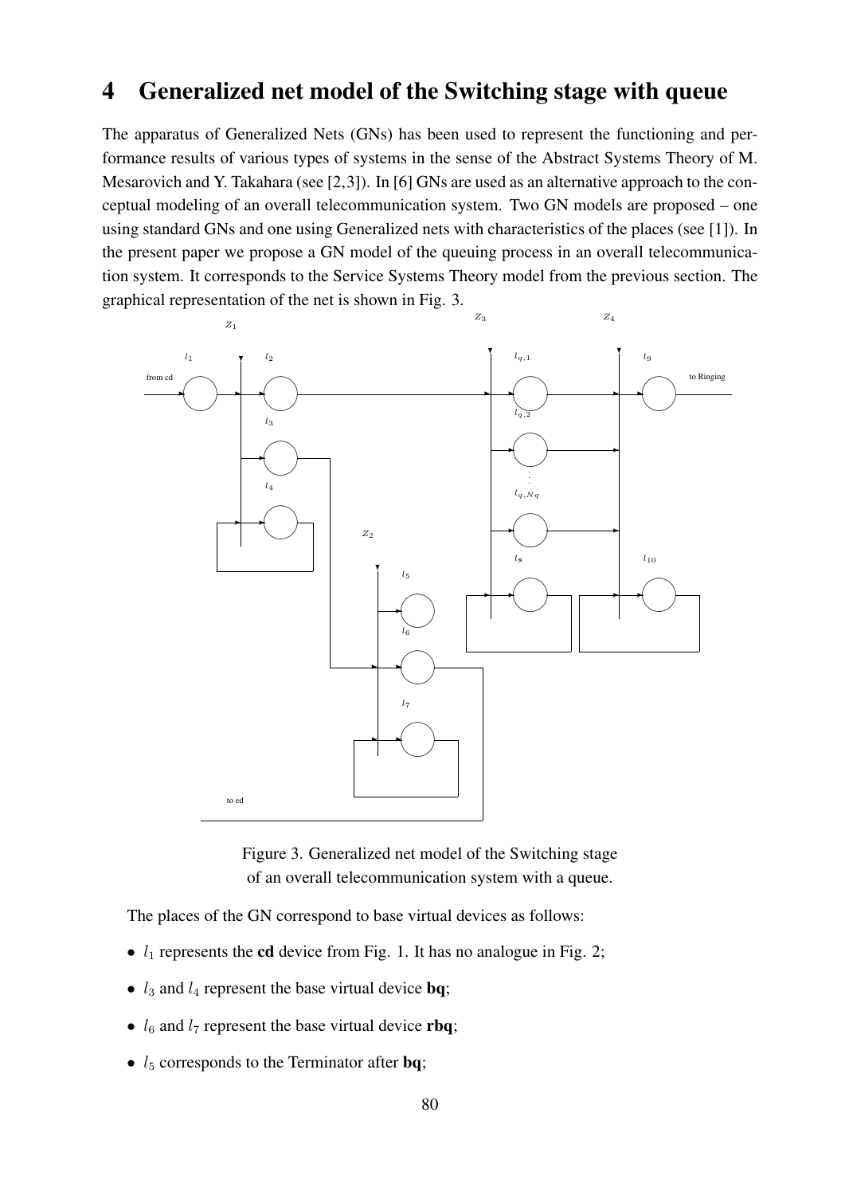# 4 Generalized net model of the Switching stage with queue

The apparatus of Generalized Nets (GNs) has been used to represent the functioning and performance results of various types of systems in the sense of the Abstract Systems Theory of M. Mesarovich and Y. Takahara (see [2,3]). In [6] GNs are used as an alternative approach to the conceptual modeling of an overall telecommunication system. Two GN models are proposed – one using standard GNs and one using Generalized nets with characteristics of the places (see [1]). In the present paper we propose a GN model of the queuing process in an overall telecommunication system. It corresponds to the Service Systems Theory model from the previous section. The graphical representation of the net is shown in Fig. 3.

Figure 3. Generalized net model of the Switching stage of an overall telecommunication system with a queue.

The places of the GN correspond to base virtual devices as follows:

- $l_1$ represents the **cd** device from Fig. 1. It has no analogue in Fig. 2;
- $l_3$ and $l_4$ represent the base virtual device **bq**;
- $l_6$ and $l_7$ represent the base virtual device **rbq**;
- $l_5$ corresponds to the Terminator after **bq**;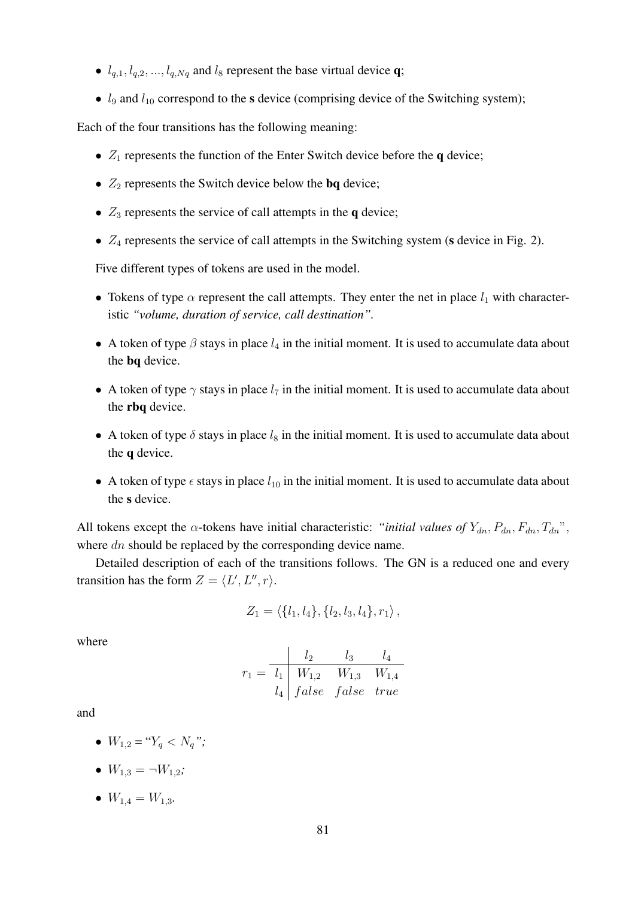- $l_{q,1}, l_{q,2}, ..., l_{q,Nq}$ and $l_8$ represent the base virtual device **q**;
- $l_9$ and $l_{10}$ correspond to the **s** device (comprising device of the Switching system);

Each of the four transitions has the following meaning:

- $Z_1$ represents the function of the Enter Switch device before the **q** device;
- $Z_2$ represents the Switch device below the **bq** device;
- $Z_3$ represents the service of call attempts in the **q** device;
- $Z_4$ represents the service of call attempts in the Switching system (**s** device in Fig. 2).

Five different types of tokens are used in the model.

- Tokens of type $\alpha$ represent the call attempts. They enter the net in place $l_1$ with characteristic *"volume, duration of service, call destination"*.
- A token of type $\beta$ stays in place $l_4$ in the initial moment. It is used to accumulate data about the **bq** device.
- A token of type $\gamma$ stays in place $l_7$ in the initial moment. It is used to accumulate data about the **rbq** device.
- A token of type $\delta$ stays in place $l_8$ in the initial moment. It is used to accumulate data about the **q** device.
- A token of type $\epsilon$ stays in place $l_{10}$ in the initial moment. It is used to accumulate data about the **s** device.

All tokens except the $\alpha$-tokens have initial characteristic: *"initial values of* $Y_{dn}, P_{dn}, F_{dn}, T_{dn}$*"*, where $dn$ should be replaced by the corresponding device name.

Detailed description of each of the transitions follows. The GN is a reduced one and every transition has the form $Z = \langle L', L'', r \rangle$.

$$Z_1 = \langle \{l_1, l_4\}, \{l_2, l_3, l_4\}, r_1 \rangle ,$$

where

$$r_1 = \begin{array}{c|ccc} & l_2 & l_3 & l_4 \\ \hline l_1 & W_{1,2} & W_{1,3} & W_{1,4} \\ l_4 & false & false & true \end{array}$$

and

- $W_{1,2}$ = "$Y_q < N_q$";
- $W_{1,3} = \neg W_{1,2}$;
- $W_{1,4} = W_{1,3}$.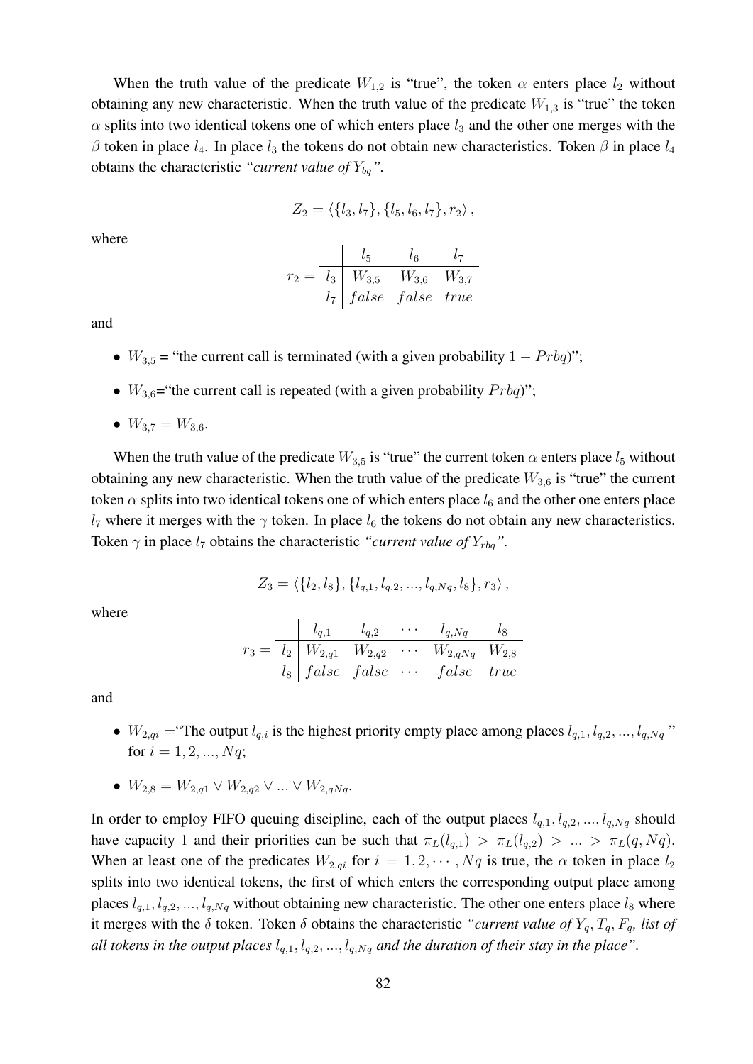When the truth value of the predicate $W_{1,2}$ is "true", the token $\alpha$ enters place $l_2$ without obtaining any new characteristic. When the truth value of the predicate $W_{1,3}$ is "true" the token $\alpha$ splits into two identical tokens one of which enters place $l_3$ and the other one merges with the $\beta$ token in place $l_4$. In place $l_3$ the tokens do not obtain new characteristics. Token $\beta$ in place $l_4$ obtains the characteristic *"current value of $Y_{bq}$"*.

$$Z_2 = \langle \{l_3, l_7\}, \{l_5, l_6, l_7\}, r_2 \rangle ,$$

where

$$r_2 = \begin{array}{c|ccc} & l_5 & l_6 & l_7 \\ \hline l_3 & W_{3,5} & W_{3,6} & W_{3,7} \\ l_7 & false & false & true \end{array}$$

and

- $W_{3,5}$ = "the current call is terminated (with a given probability $1 - Prbq$)";
- $W_{3,6}$="the current call is repeated (with a given probability $Prbq$)";
- $W_{3,7} = W_{3,6}$.

When the truth value of the predicate $W_{3,5}$ is "true" the current token $\alpha$ enters place $l_5$ without obtaining any new characteristic. When the truth value of the predicate $W_{3,6}$ is "true" the current token $\alpha$ splits into two identical tokens one of which enters place $l_6$ and the other one enters place $l_7$ where it merges with the $\gamma$ token. In place $l_6$ the tokens do not obtain any new characteristics. Token $\gamma$ in place $l_7$ obtains the characteristic *"current value of $Y_{rbq}$"*.

$$Z_3 = \langle \{l_2, l_8\}, \{l_{q,1}, l_{q,2}, ..., l_{q,Nq}, l_8\}, r_3 \rangle ,$$

where

$$r_3 = \begin{array}{c|ccccc} & l_{q,1} & l_{q,2} & \cdots & l_{q,Nq} & l_8 \\ \hline l_2 & W_{2,q1} & W_{2,q2} & \cdots & W_{2,qNq} & W_{2,8} \\ l_8 & false & false & \cdots & false & true \end{array}$$

and

- $W_{2,qi}$ ="The output $l_{q,i}$ is the highest priority empty place among places $l_{q,1}, l_{q,2}, ..., l_{q,Nq}$" for $i = 1, 2, ..., Nq$;
- $W_{2,8} = W_{2,q1} \vee W_{2,q2} \vee ... \vee W_{2,qNq}$.

In order to employ FIFO queuing discipline, each of the output places $l_{q,1}, l_{q,2}, ..., l_{q,Nq}$ should have capacity 1 and their priorities can be such that $\pi_L(l_{q,1}) > \pi_L(l_{q,2}) > ... > \pi_L(q, Nq)$. When at least one of the predicates $W_{2,qi}$ for $i = 1, 2, \cdots, Nq$ is true, the $\alpha$ token in place $l_2$ splits into two identical tokens, the first of which enters the corresponding output place among places $l_{q,1}, l_{q,2}, ..., l_{q,Nq}$ without obtaining new characteristic. The other one enters place $l_8$ where it merges with the $\delta$ token. Token $\delta$ obtains the characteristic *"current value of $Y_q, T_q, F_q$, list of all tokens in the output places $l_{q,1}, l_{q,2}, ..., l_{q,Nq}$ and the duration of their stay in the place"*.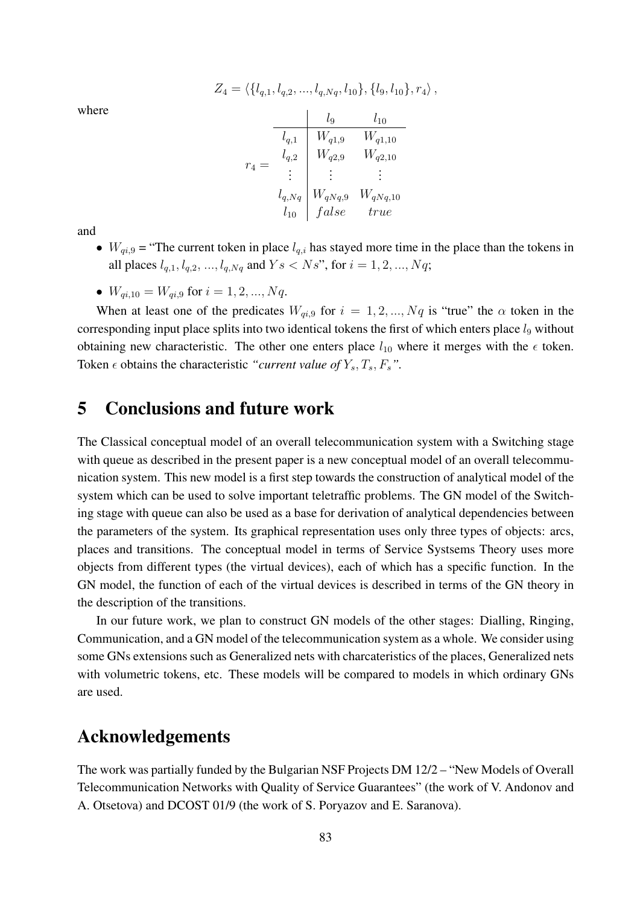$$Z_4 = \langle \{l_{q,1}, l_{q,2}, ..., l_{q,Nq}, l_{10}\}, \{l_9, l_{10}\}, r_4 \rangle,$$

where

$$r_4 = \begin{array}{c|cc} & l_9 & l_{10} \\ \hline l_{q,1} & W_{q1,9} & W_{q1,10} \\ l_{q,2} & W_{q2,9} & W_{q2,10} \\ \vdots & \vdots & \vdots \\ l_{q,Nq} & W_{qNq,9} & W_{qNq,10} \\ l_{10} & false & true \end{array}$$

and

- $W_{qi,9}$ = "The current token in place $l_{q,i}$ has stayed more time in the place than the tokens in all places $l_{q,1}, l_{q,2}, ..., l_{q,Nq}$ and $Ys < Ns$", for $i = 1, 2, ..., Nq$;
- $W_{qi,10} = W_{qi,9}$ for $i = 1, 2, ..., Nq$.

When at least one of the predicates $W_{qi,9}$ for $i = 1, 2, ..., Nq$ is "true" the $\alpha$ token in the corresponding input place splits into two identical tokens the first of which enters place $l_9$ without obtaining new characteristic. The other one enters place $l_{10}$ where it merges with the $\epsilon$ token. Token $\epsilon$ obtains the characteristic *"current value of $Y_s, T_s, F_s$"*.

# 5 Conclusions and future work

The Classical conceptual model of an overall telecommunication system with a Switching stage with queue as described in the present paper is a new conceptual model of an overall telecommunication system. This new model is a first step towards the construction of analytical model of the system which can be used to solve important teletraffic problems. The GN model of the Switching stage with queue can also be used as a base for derivation of analytical dependencies between the parameters of the system. Its graphical representation uses only three types of objects: arcs, places and transitions. The conceptual model in terms of Service Systsems Theory uses more objects from different types (the virtual devices), each of which has a specific function. In the GN model, the function of each of the virtual devices is described in terms of the GN theory in the description of the transitions.

In our future work, we plan to construct GN models of the other stages: Dialling, Ringing, Communication, and a GN model of the telecommunication system as a whole. We consider using some GNs extensions such as Generalized nets with charcateristics of the places, Generalized nets with volumetric tokens, etc. These models will be compared to models in which ordinary GNs are used.

# Acknowledgements

The work was partially funded by the Bulgarian NSF Projects DM 12/2 – "New Models of Overall Telecommunication Networks with Quality of Service Guarantees" (the work of V. Andonov and A. Otsetova) and DCOST 01/9 (the work of S. Poryazov and E. Saranova).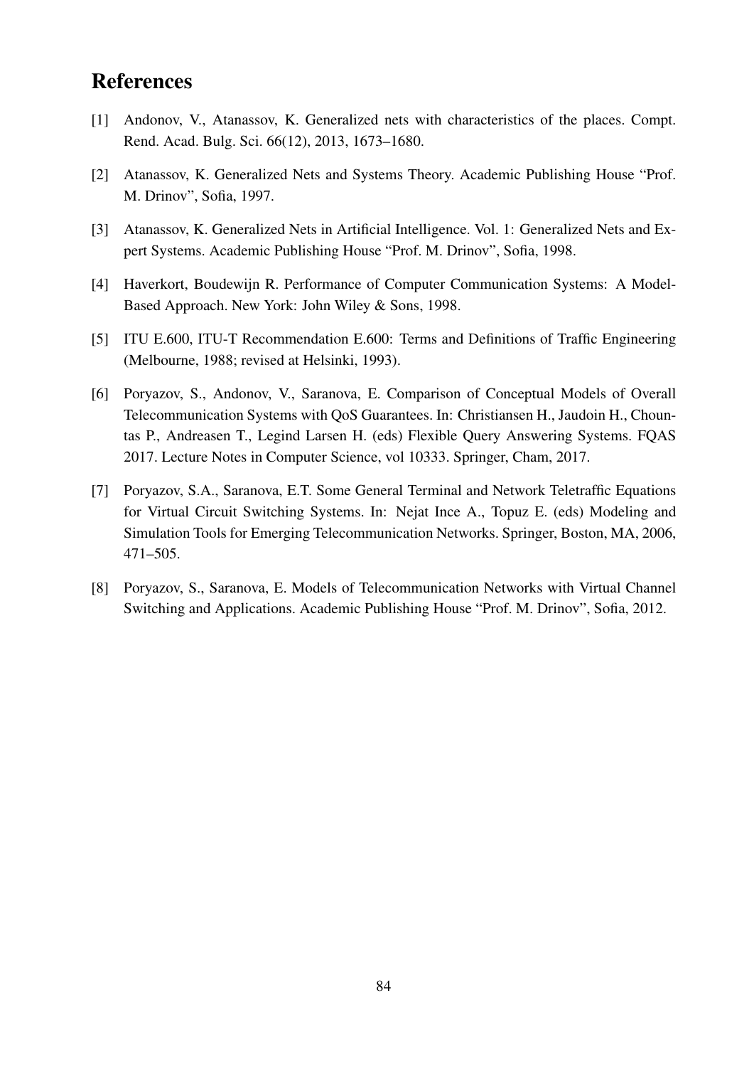## References

[1] Andonov, V., Atanassov, K. Generalized nets with characteristics of the places. Compt. Rend. Acad. Bulg. Sci. 66(12), 2013, 1673–1680.

[2] Atanassov, K. Generalized Nets and Systems Theory. Academic Publishing House "Prof. M. Drinov", Sofia, 1997.

[3] Atanassov, K. Generalized Nets in Artificial Intelligence. Vol. 1: Generalized Nets and Expert Systems. Academic Publishing House "Prof. M. Drinov", Sofia, 1998.

[4] Haverkort, Boudewijn R. Performance of Computer Communication Systems: A Model-Based Approach. New York: John Wiley & Sons, 1998.

[5] ITU E.600, ITU-T Recommendation E.600: Terms and Definitions of Traffic Engineering (Melbourne, 1988; revised at Helsinki, 1993).

[6] Poryazov, S., Andonov, V., Saranova, E. Comparison of Conceptual Models of Overall Telecommunication Systems with QoS Guarantees. In: Christiansen H., Jaudoin H., Chountas P., Andreasen T., Legind Larsen H. (eds) Flexible Query Answering Systems. FQAS 2017. Lecture Notes in Computer Science, vol 10333. Springer, Cham, 2017.

[7] Poryazov, S.A., Saranova, E.T. Some General Terminal and Network Teletraffic Equations for Virtual Circuit Switching Systems. In: Nejat Ince A., Topuz E. (eds) Modeling and Simulation Tools for Emerging Telecommunication Networks. Springer, Boston, MA, 2006, 471–505.

[8] Poryazov, S., Saranova, E. Models of Telecommunication Networks with Virtual Channel Switching and Applications. Academic Publishing House "Prof. M. Drinov", Sofia, 2012.